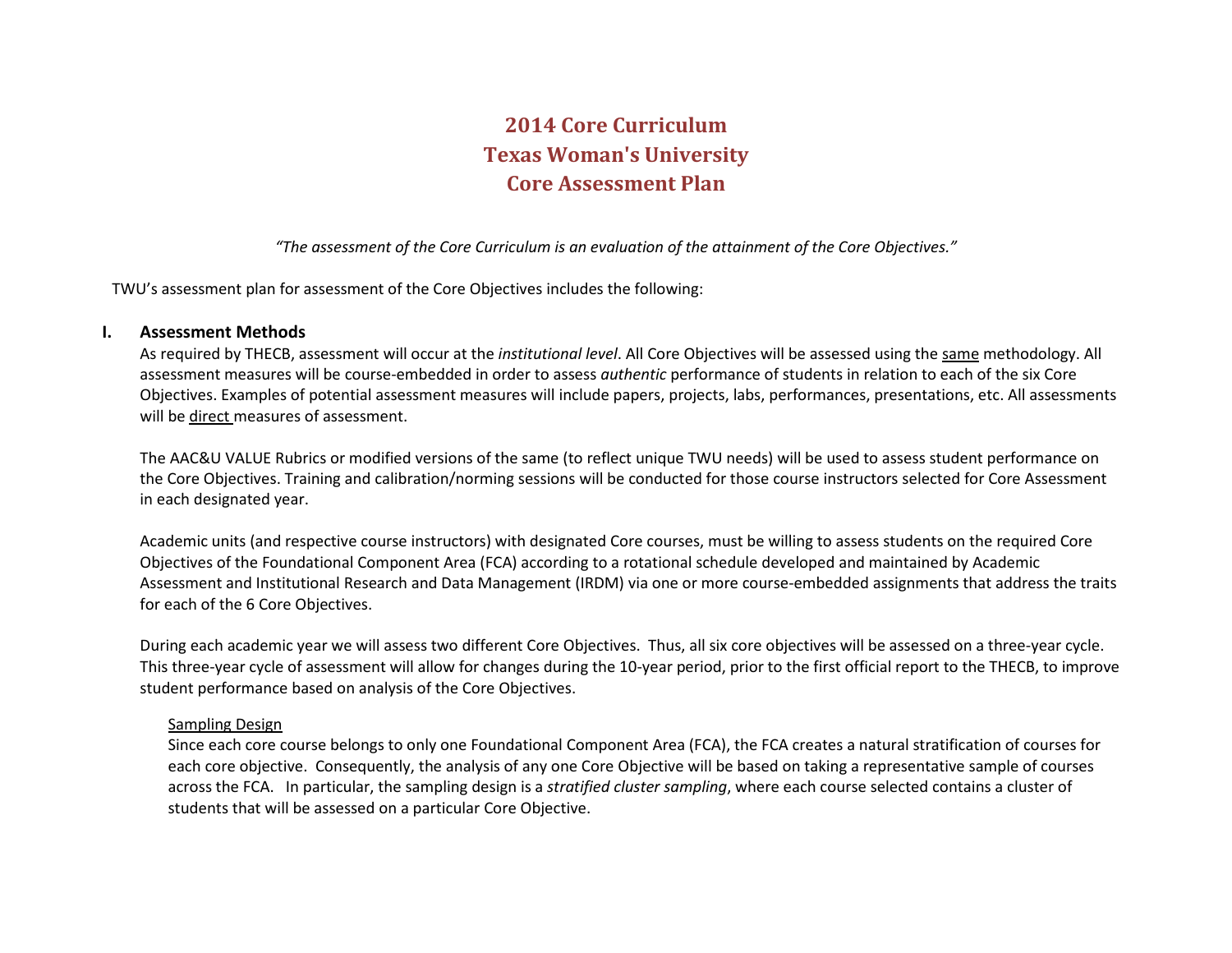# 2014 Core Curriculum
# Texas Woman's University
# Core Assessment Plan

*"The assessment of the Core Curriculum is an evaluation of the attainment of the Core Objectives."*

TWU's assessment plan for assessment of the Core Objectives includes the following:

## I. Assessment Methods

As required by THECB, assessment will occur at the *institutional level*. All Core Objectives will be assessed using the same methodology. All assessment measures will be course-embedded in order to assess *authentic* performance of students in relation to each of the six Core Objectives. Examples of potential assessment measures will include papers, projects, labs, performances, presentations, etc. All assessments will be direct measures of assessment.

The AAC&U VALUE Rubrics or modified versions of the same (to reflect unique TWU needs) will be used to assess student performance on the Core Objectives. Training and calibration/norming sessions will be conducted for those course instructors selected for Core Assessment in each designated year.

Academic units (and respective course instructors) with designated Core courses, must be willing to assess students on the required Core Objectives of the Foundational Component Area (FCA) according to a rotational schedule developed and maintained by Academic Assessment and Institutional Research and Data Management (IRDM) via one or more course-embedded assignments that address the traits for each of the 6 Core Objectives.

During each academic year we will assess two different Core Objectives. Thus, all six core objectives will be assessed on a three-year cycle. This three-year cycle of assessment will allow for changes during the 10-year period, prior to the first official report to the THECB, to improve student performance based on analysis of the Core Objectives.

### Sampling Design

Since each core course belongs to only one Foundational Component Area (FCA), the FCA creates a natural stratification of courses for each core objective. Consequently, the analysis of any one Core Objective will be based on taking a representative sample of courses across the FCA. In particular, the sampling design is a *stratified cluster sampling*, where each course selected contains a cluster of students that will be assessed on a particular Core Objective.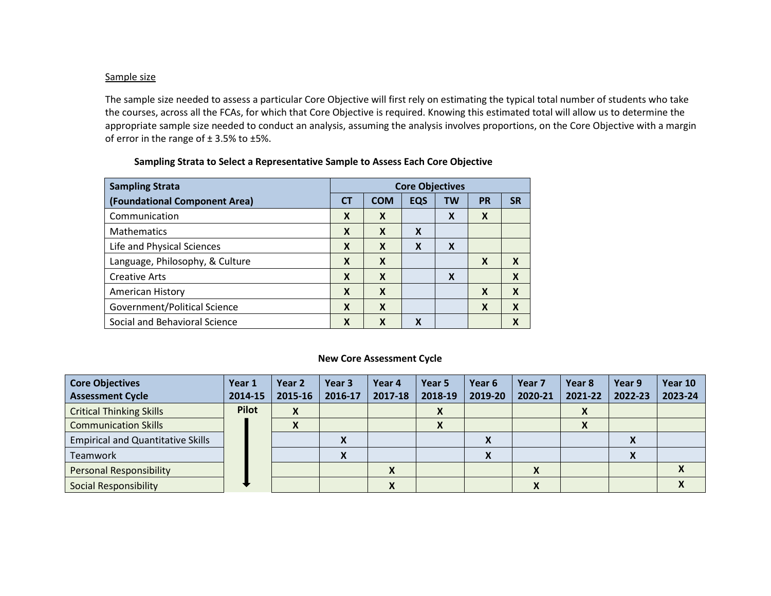Sample size

The sample size needed to assess a particular Core Objective will first rely on estimating the typical total number of students who take the courses, across all the FCAs, for which that Core Objective is required. Knowing this estimated total will allow us to determine the appropriate sample size needed to conduct an analysis, assuming the analysis involves proportions, on the Core Objective with a margin of error in the range of ± 3.5% to ±5%.

**Sampling Strata to Select a Representative Sample to Assess Each Core Objective**

| Sampling Strata (Foundational Component Area) | Core Objectives | | | | | |
|---|---|---|---|---|---|---|
| | CT | COM | EQS | TW | PR | SR |
| Communication | X | X | | X | X | |
| Mathematics | X | X | X | | | |
| Life and Physical Sciences | X | X | X | X | | |
| Language, Philosophy, & Culture | X | X | | | X | X |
| Creative Arts | X | X | | X | | X |
| American History | X | X | | | X | X |
| Government/Political Science | X | X | | | X | X |
| Social and Behavioral Science | X | X | X | | | X |

**New Core Assessment Cycle**

| Core Objectives Assessment Cycle | Year 1 2014-15 | Year 2 2015-16 | Year 3 2016-17 | Year 4 2017-18 | Year 5 2018-19 | Year 6 2019-20 | Year 7 2020-21 | Year 8 2021-22 | Year 9 2022-23 | Year 10 2023-24 |
|---|---|---|---|---|---|---|---|---|---|---|
| Critical Thinking Skills | Pilot | X | | | X | | | X | | |
| Communication Skills | | X | | | X | | | X | | |
| Empirical and Quantitative Skills | | | X | | | X | | | X | |
| Teamwork | | | X | | | X | | | X | |
| Personal Responsibility | | | | X | | | X | | | X |
| Social Responsibility | | | | X | | | X | | | X |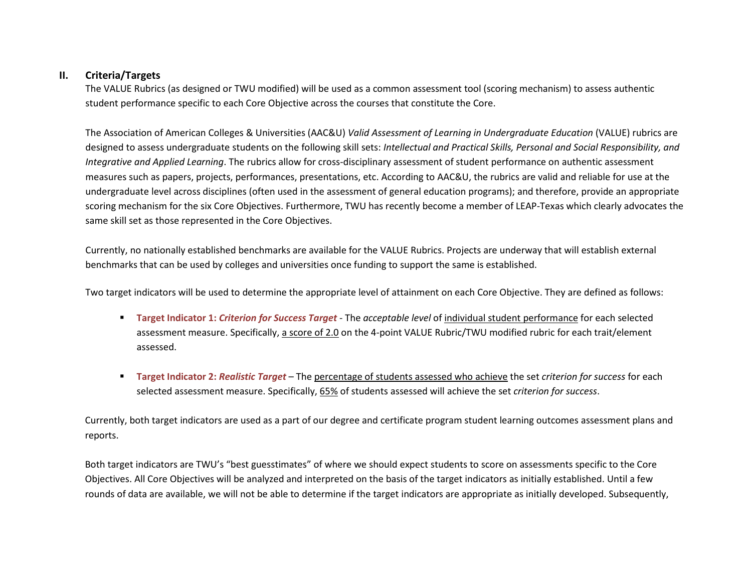## II. Criteria/Targets

The VALUE Rubrics (as designed or TWU modified) will be used as a common assessment tool (scoring mechanism) to assess authentic student performance specific to each Core Objective across the courses that constitute the Core.

The Association of American Colleges & Universities (AAC&U) *Valid Assessment of Learning in Undergraduate Education* (VALUE) rubrics are designed to assess undergraduate students on the following skill sets: *Intellectual and Practical Skills, Personal and Social Responsibility, and Integrative and Applied Learning*. The rubrics allow for cross-disciplinary assessment of student performance on authentic assessment measures such as papers, projects, performances, presentations, etc. According to AAC&U, the rubrics are valid and reliable for use at the undergraduate level across disciplines (often used in the assessment of general education programs); and therefore, provide an appropriate scoring mechanism for the six Core Objectives. Furthermore, TWU has recently become a member of LEAP-Texas which clearly advocates the same skill set as those represented in the Core Objectives.

Currently, no nationally established benchmarks are available for the VALUE Rubrics. Projects are underway that will establish external benchmarks that can be used by colleges and universities once funding to support the same is established.

Two target indicators will be used to determine the appropriate level of attainment on each Core Objective. They are defined as follows:

- **Target Indicator 1: *Criterion for Success Target*** - The *acceptable level* of individual student performance for each selected assessment measure. Specifically, a score of 2.0 on the 4-point VALUE Rubric/TWU modified rubric for each trait/element assessed.

- **Target Indicator 2: *Realistic Target*** – The percentage of students assessed who achieve the set *criterion for success* for each selected assessment measure. Specifically, 65% of students assessed will achieve the set *criterion for success*.

Currently, both target indicators are used as a part of our degree and certificate program student learning outcomes assessment plans and reports.

Both target indicators are TWU's "best guesstimates" of where we should expect students to score on assessments specific to the Core Objectives. All Core Objectives will be analyzed and interpreted on the basis of the target indicators as initially established. Until a few rounds of data are available, we will not be able to determine if the target indicators are appropriate as initially developed. Subsequently,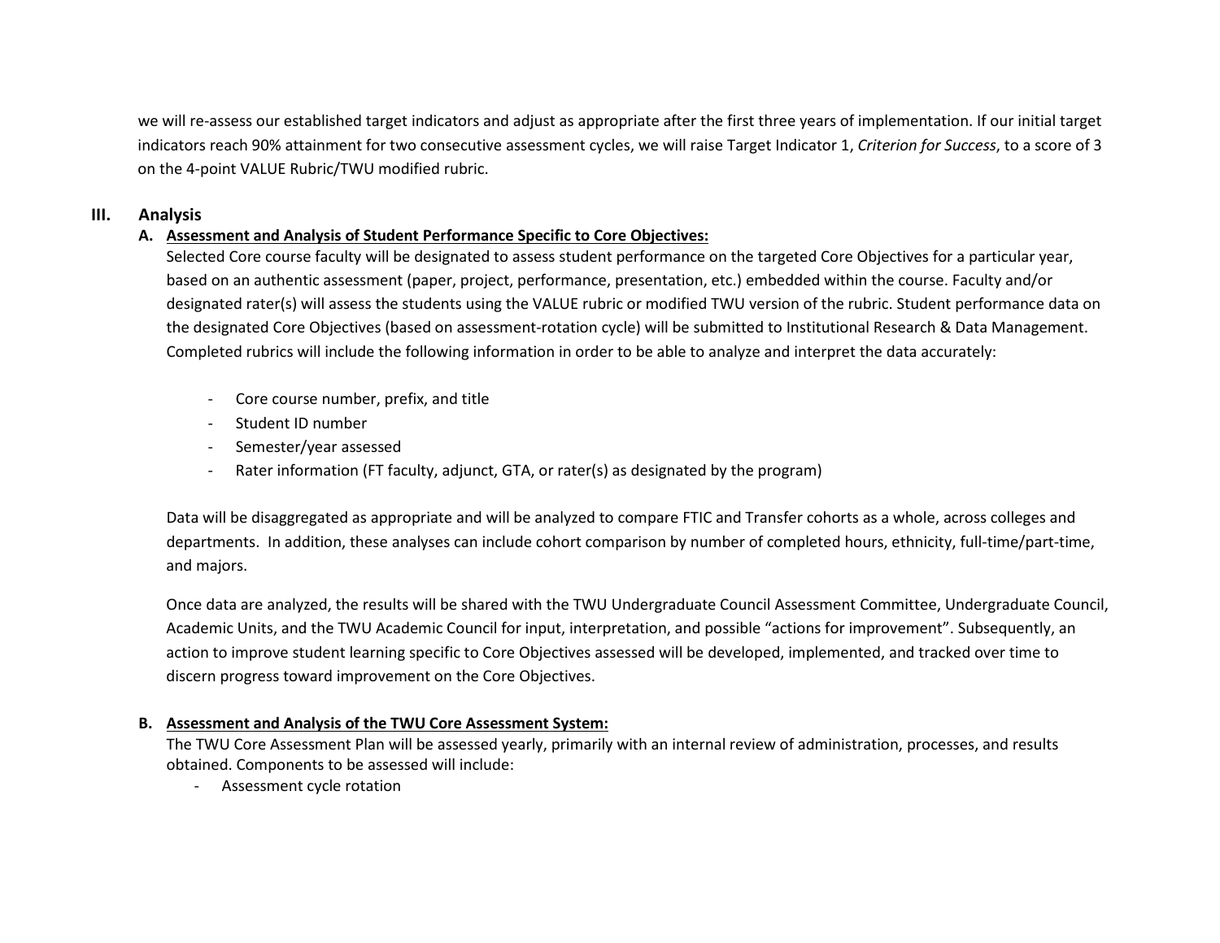we will re-assess our established target indicators and adjust as appropriate after the first three years of implementation. If our initial target indicators reach 90% attainment for two consecutive assessment cycles, we will raise Target Indicator 1, *Criterion for Success*, to a score of 3 on the 4-point VALUE Rubric/TWU modified rubric.

## III. Analysis

### A. Assessment and Analysis of Student Performance Specific to Core Objectives:

Selected Core course faculty will be designated to assess student performance on the targeted Core Objectives for a particular year, based on an authentic assessment (paper, project, performance, presentation, etc.) embedded within the course. Faculty and/or designated rater(s) will assess the students using the VALUE rubric or modified TWU version of the rubric. Student performance data on the designated Core Objectives (based on assessment-rotation cycle) will be submitted to Institutional Research & Data Management. Completed rubrics will include the following information in order to be able to analyze and interpret the data accurately:

- Core course number, prefix, and title
- Student ID number
- Semester/year assessed
- Rater information (FT faculty, adjunct, GTA, or rater(s) as designated by the program)

Data will be disaggregated as appropriate and will be analyzed to compare FTIC and Transfer cohorts as a whole, across colleges and departments. In addition, these analyses can include cohort comparison by number of completed hours, ethnicity, full-time/part-time, and majors.

Once data are analyzed, the results will be shared with the TWU Undergraduate Council Assessment Committee, Undergraduate Council, Academic Units, and the TWU Academic Council for input, interpretation, and possible "actions for improvement". Subsequently, an action to improve student learning specific to Core Objectives assessed will be developed, implemented, and tracked over time to discern progress toward improvement on the Core Objectives.

### B. Assessment and Analysis of the TWU Core Assessment System:

The TWU Core Assessment Plan will be assessed yearly, primarily with an internal review of administration, processes, and results obtained. Components to be assessed will include:

- Assessment cycle rotation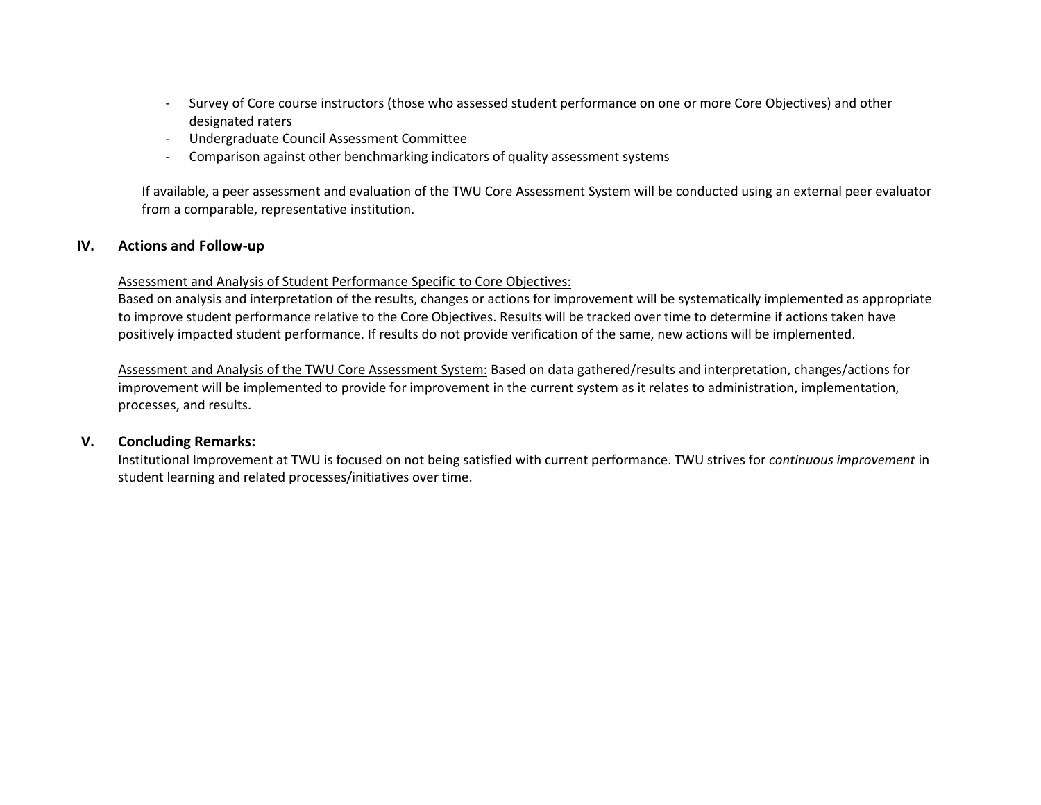- Survey of Core course instructors (those who assessed student performance on one or more Core Objectives) and other designated raters
- Undergraduate Council Assessment Committee
- Comparison against other benchmarking indicators of quality assessment systems

If available, a peer assessment and evaluation of the TWU Core Assessment System will be conducted using an external peer evaluator from a comparable, representative institution.

## IV. Actions and Follow-up

<u>Assessment and Analysis of Student Performance Specific to Core Objectives:</u>
Based on analysis and interpretation of the results, changes or actions for improvement will be systematically implemented as appropriate to improve student performance relative to the Core Objectives. Results will be tracked over time to determine if actions taken have positively impacted student performance. If results do not provide verification of the same, new actions will be implemented.

<u>Assessment and Analysis of the TWU Core Assessment System:</u> Based on data gathered/results and interpretation, changes/actions for improvement will be implemented to provide for improvement in the current system as it relates to administration, implementation, processes, and results.

## V. Concluding Remarks:

Institutional Improvement at TWU is focused on not being satisfied with current performance. TWU strives for *continuous improvement* in student learning and related processes/initiatives over time.